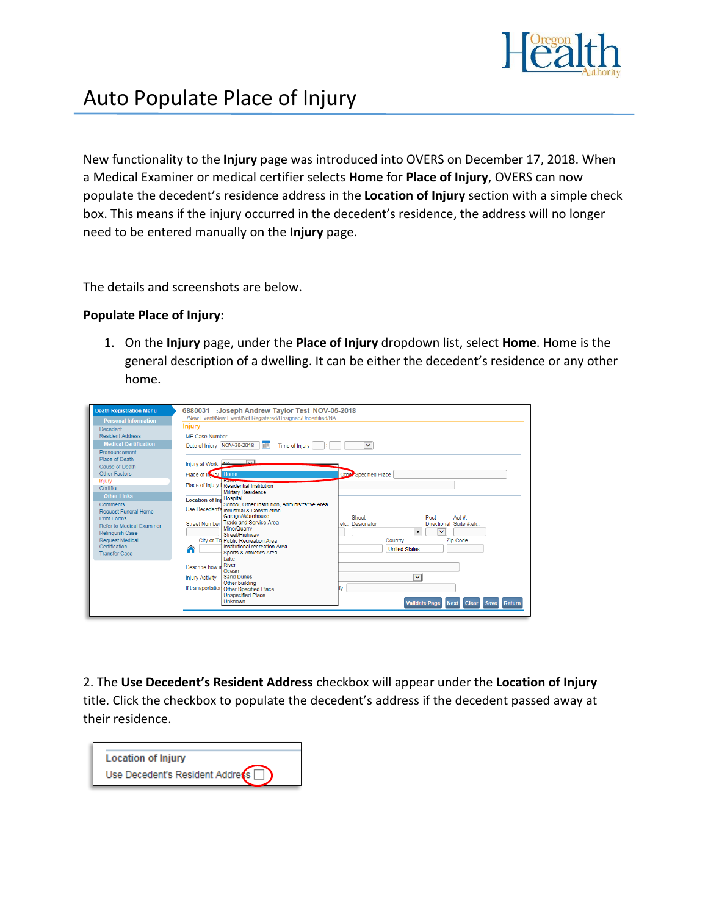# Auto Populate Place of Injury

New functionality to the **Injury** page was introduced into OVERS on December 17, 2018. When a Medical Examiner or medical certifier selects **Home** for **Place of Injury**, OVERS can now populate the decedent's residence address in the **Location of Injury** section with a simple check box. This means if the injury occurred in the decedent's residence, the address will no longer need to be entered manually on the **Injury** page.

The details and screenshots are below.

**Populate Place of Injury:**

1. On the **Injury** page, under the **Place of Injury** dropdown list, select **Home**. Home is the general description of a dwelling. It can be either the decedent's residence or any other home.

2. The **Use Decedent's Resident Address** checkbox will appear under the **Location of Injury** title. Click the checkbox to populate the decedent's address if the decedent passed away at their residence.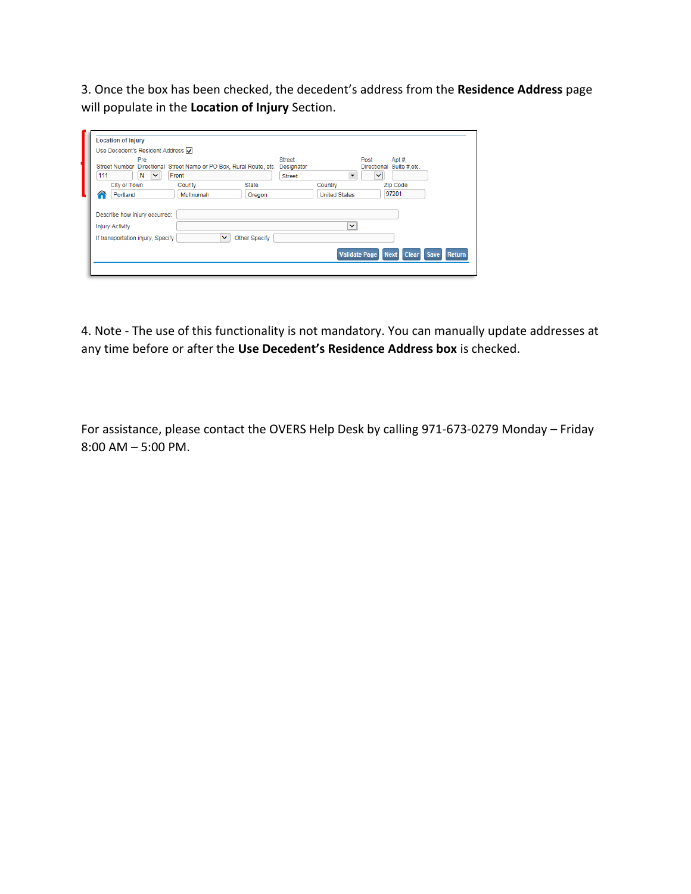3. Once the box has been checked, the decedent's address from the **Residence Address** page will populate in the **Location of Injury** Section.

4. Note - The use of this functionality is not mandatory. You can manually update addresses at any time before or after the **Use Decedent's Residence Address box** is checked.

For assistance, please contact the OVERS Help Desk by calling 971-673-0279 Monday – Friday 8:00 AM – 5:00 PM.